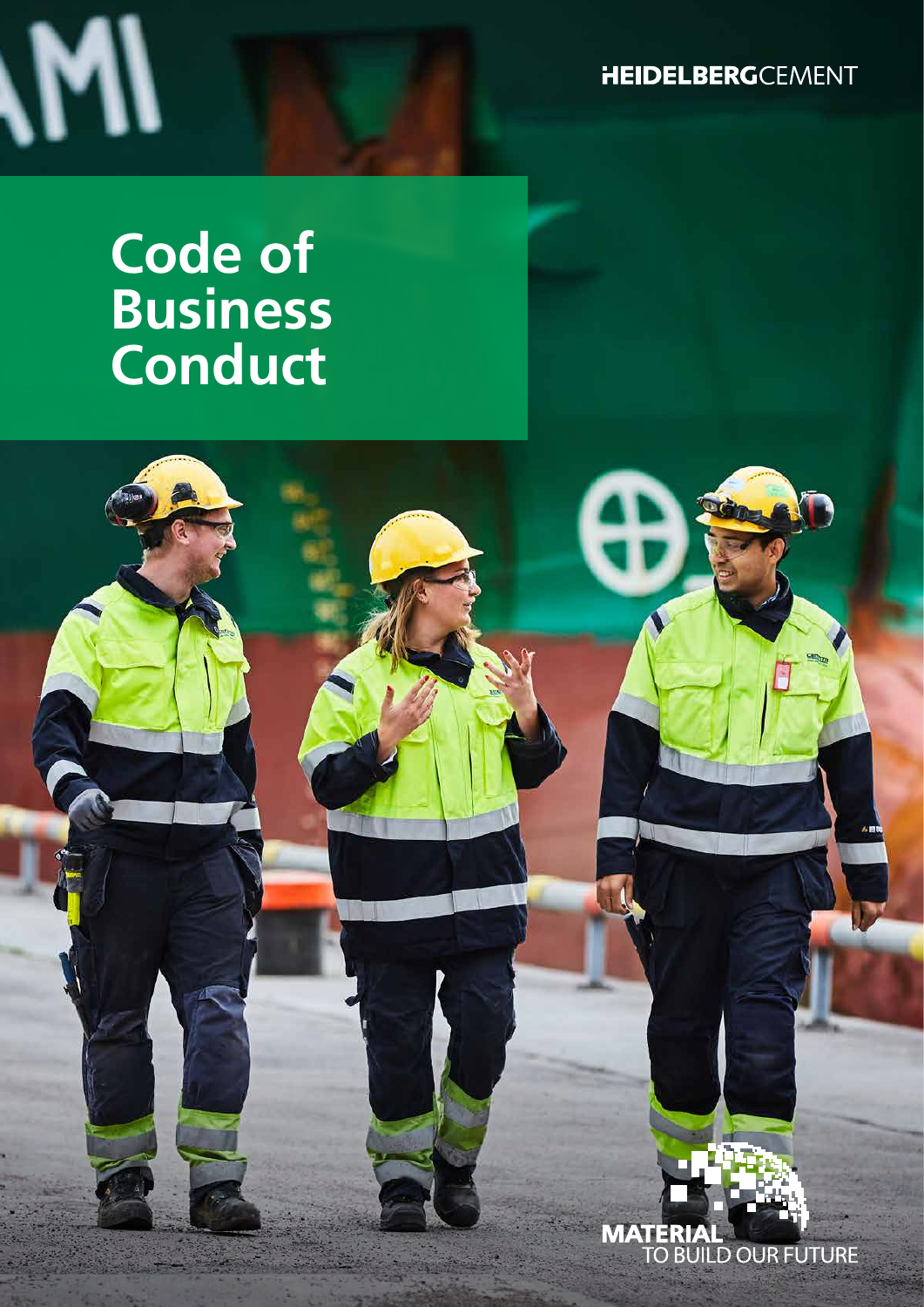HEIDELBERGCEMENT

# Code of Business Conduct

MATERIAL TO BUILD OUR FUTURE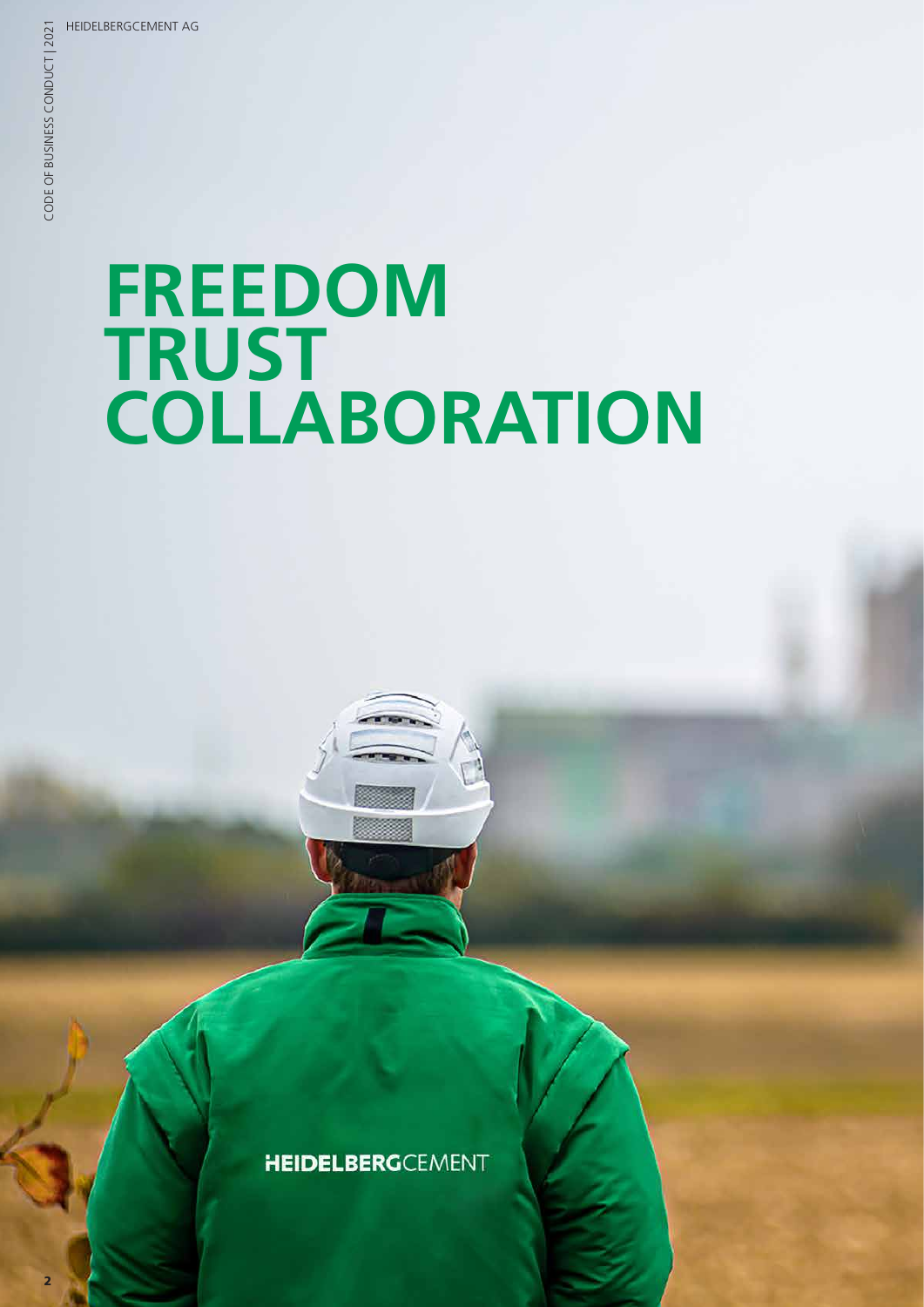# FREEDOM
# TRUST
# COLLABORATION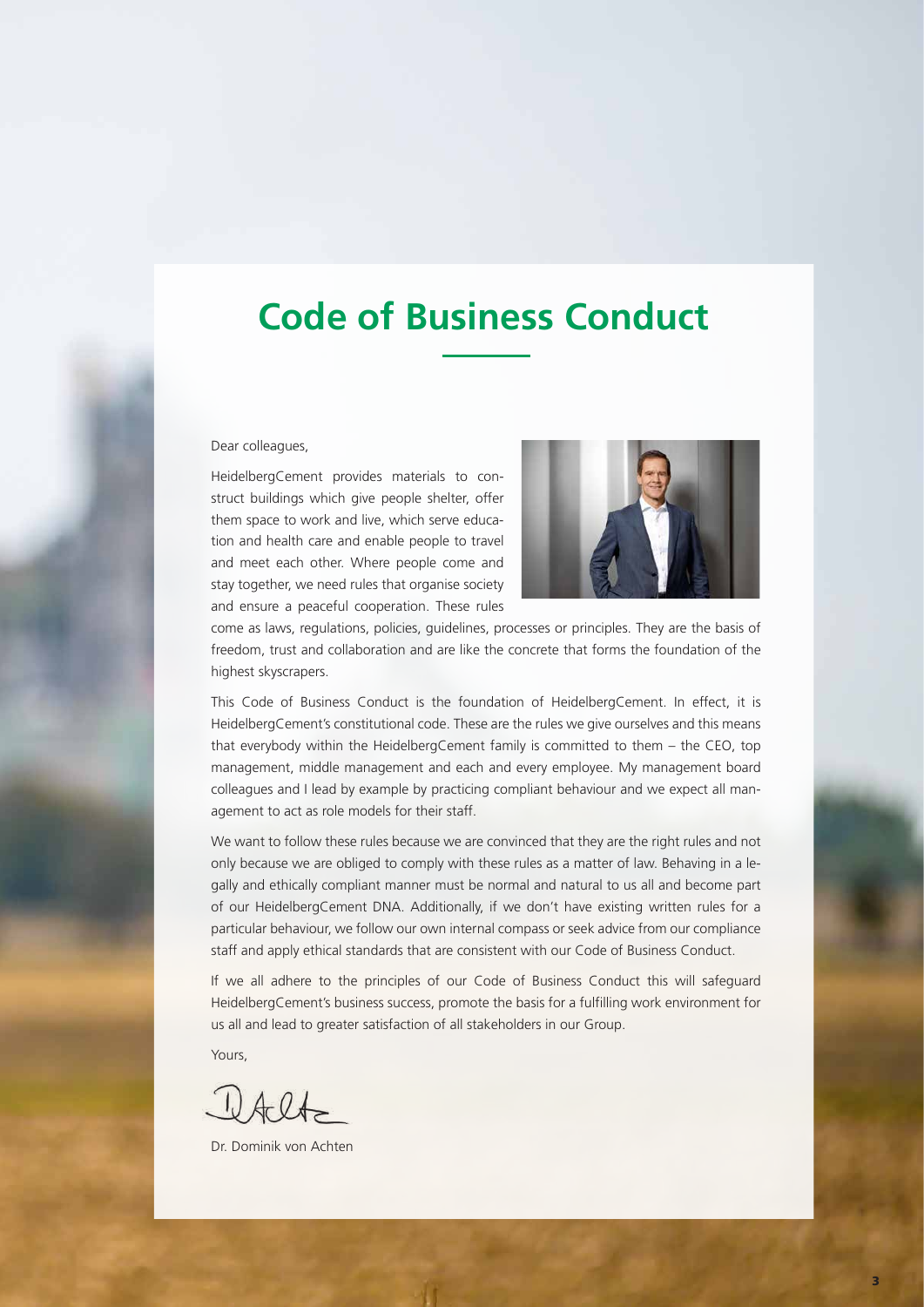# Code of Business Conduct

Dear colleagues,

HeidelbergCement provides materials to construct buildings which give people shelter, offer them space to work and live, which serve education and health care and enable people to travel and meet each other. Where people come and stay together, we need rules that organise society and ensure a peaceful cooperation. These rules come as laws, regulations, policies, guidelines, processes or principles. They are the basis of freedom, trust and collaboration and are like the concrete that forms the foundation of the highest skyscrapers.

This Code of Business Conduct is the foundation of HeidelbergCement. In effect, it is HeidelbergCement's constitutional code. These are the rules we give ourselves and this means that everybody within the HeidelbergCement family is committed to them – the CEO, top management, middle management and each and every employee. My management board colleagues and I lead by example by practicing compliant behaviour and we expect all management to act as role models for their staff.

We want to follow these rules because we are convinced that they are the right rules and not only because we are obliged to comply with these rules as a matter of law. Behaving in a legally and ethically compliant manner must be normal and natural to us all and become part of our HeidelbergCement DNA. Additionally, if we don't have existing written rules for a particular behaviour, we follow our own internal compass or seek advice from our compliance staff and apply ethical standards that are consistent with our Code of Business Conduct.

If we all adhere to the principles of our Code of Business Conduct this will safeguard HeidelbergCement's business success, promote the basis for a fulfilling work environment for us all and lead to greater satisfaction of all stakeholders in our Group.

Yours,

Dr. Dominik von Achten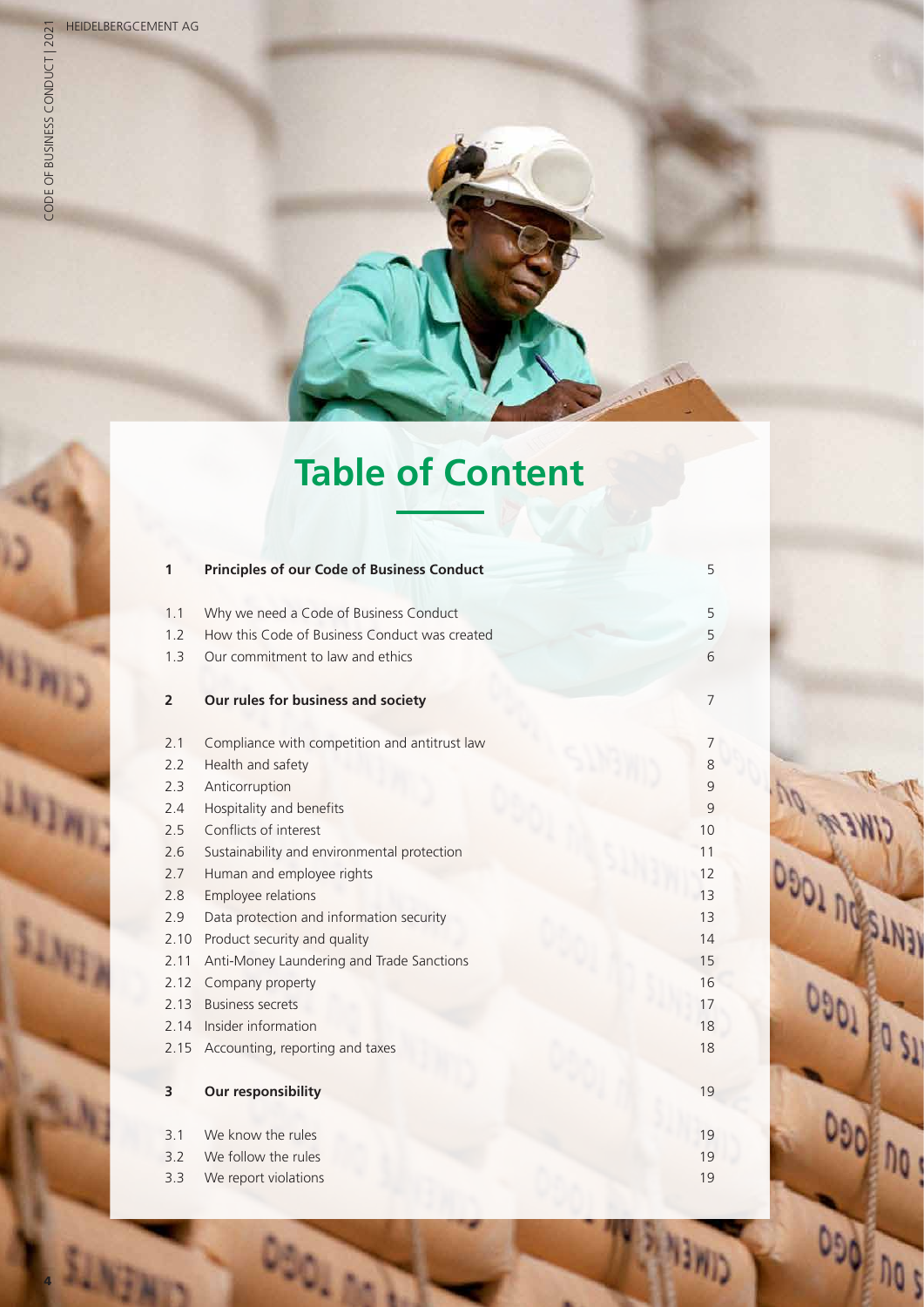# Table of Content

| | | |
|---|---|---|
| **1** | **Principles of our Code of Business Conduct** | 5 |
| 1.1 | Why we need a Code of Business Conduct | 5 |
| 1.2 | How this Code of Business Conduct was created | 5 |
| 1.3 | Our commitment to law and ethics | 6 |
| **2** | **Our rules for business and society** | 7 |
| 2.1 | Compliance with competition and antitrust law | 7 |
| 2.2 | Health and safety | 8 |
| 2.3 | Anticorruption | 9 |
| 2.4 | Hospitality and benefits | 9 |
| 2.5 | Conflicts of interest | 10 |
| 2.6 | Sustainability and environmental protection | 11 |
| 2.7 | Human and employee rights | 12 |
| 2.8 | Employee relations | 13 |
| 2.9 | Data protection and information security | 13 |
| 2.10 | Product security and quality | 14 |
| 2.11 | Anti-Money Laundering and Trade Sanctions | 15 |
| 2.12 | Company property | 16 |
| 2.13 | Business secrets | 17 |
| 2.14 | Insider information | 18 |
| 2.15 | Accounting, reporting and taxes | 18 |
| **3** | **Our responsibility** | 19 |
| 3.1 | We know the rules | 19 |
| 3.2 | We follow the rules | 19 |
| 3.3 | We report violations | 19 |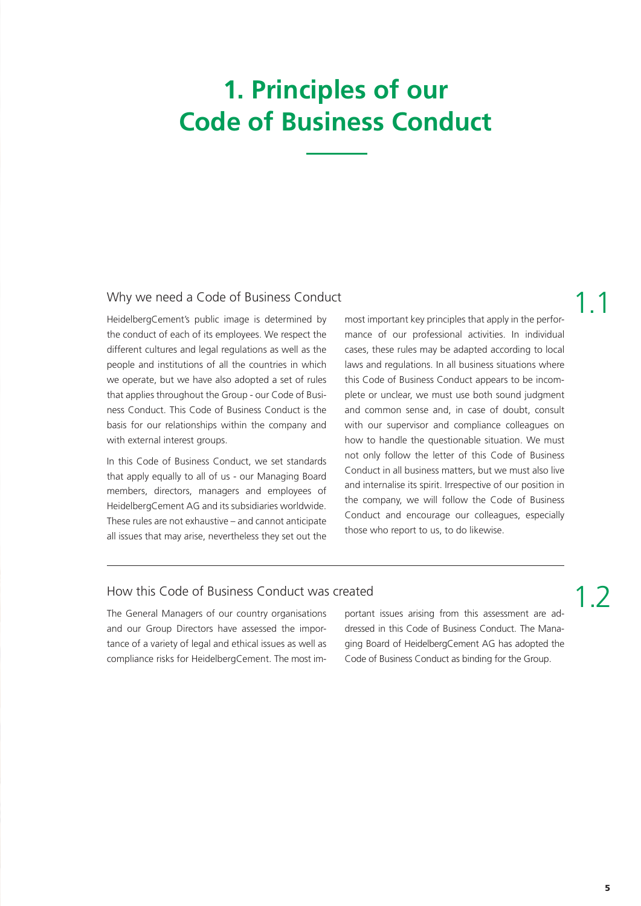# 1. Principles of our Code of Business Conduct

## 1.1 Why we need a Code of Business Conduct

HeidelbergCement's public image is determined by the conduct of each of its employees. We respect the different cultures and legal regulations as well as the people and institutions of all the countries in which we operate, but we have also adopted a set of rules that applies throughout the Group - our Code of Business Conduct. This Code of Business Conduct is the basis for our relationships within the company and with external interest groups.

In this Code of Business Conduct, we set standards that apply equally to all of us - our Managing Board members, directors, managers and employees of HeidelbergCement AG and its subsidiaries worldwide. These rules are not exhaustive – and cannot anticipate all issues that may arise, nevertheless they set out the most important key principles that apply in the performance of our professional activities. In individual cases, these rules may be adapted according to local laws and regulations. In all business situations where this Code of Business Conduct appears to be incomplete or unclear, we must use both sound judgment and common sense and, in case of doubt, consult with our supervisor and compliance colleagues on how to handle the questionable situation. We must not only follow the letter of this Code of Business Conduct in all business matters, but we must also live and internalise its spirit. Irrespective of our position in the company, we will follow the Code of Business Conduct and encourage our colleagues, especially those who report to us, to do likewise.

## 1.2 How this Code of Business Conduct was created

The General Managers of our country organisations and our Group Directors have assessed the importance of a variety of legal and ethical issues as well as compliance risks for HeidelbergCement. The most important issues arising from this assessment are addressed in this Code of Business Conduct. The Managing Board of HeidelbergCement AG has adopted the Code of Business Conduct as binding for the Group.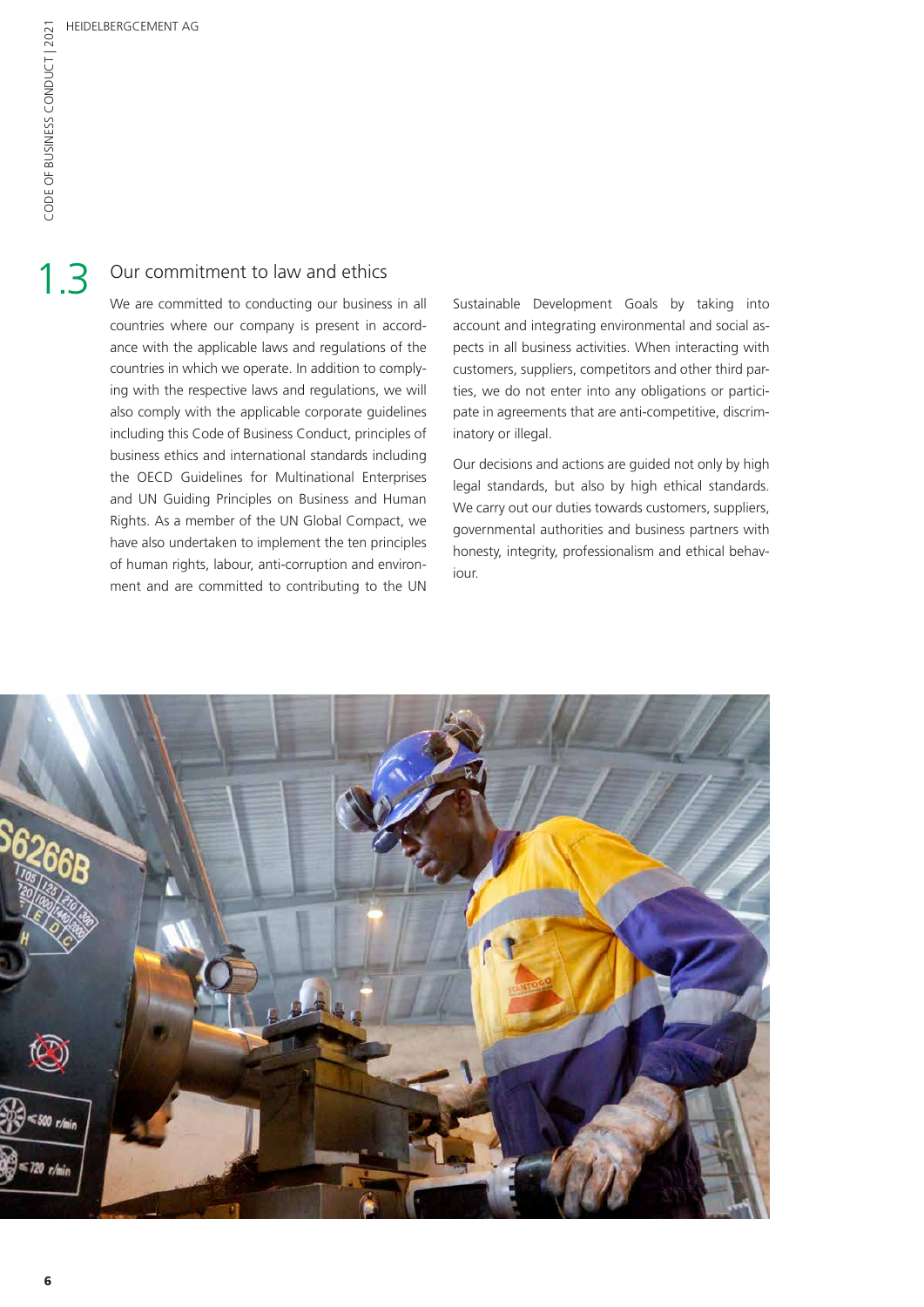## 1.3 Our commitment to law and ethics

We are committed to conducting our business in all countries where our company is present in accordance with the applicable laws and regulations of the countries in which we operate. In addition to complying with the respective laws and regulations, we will also comply with the applicable corporate guidelines including this Code of Business Conduct, principles of business ethics and international standards including the OECD Guidelines for Multinational Enterprises and UN Guiding Principles on Business and Human Rights. As a member of the UN Global Compact, we have also undertaken to implement the ten principles of human rights, labour, anti-corruption and environment and are committed to contributing to the UN Sustainable Development Goals by taking into account and integrating environmental and social aspects in all business activities. When interacting with customers, suppliers, competitors and other third parties, we do not enter into any obligations or participate in agreements that are anti-competitive, discriminatory or illegal.

Our decisions and actions are guided not only by high legal standards, but also by high ethical standards. We carry out our duties towards customers, suppliers, governmental authorities and business partners with honesty, integrity, professionalism and ethical behaviour.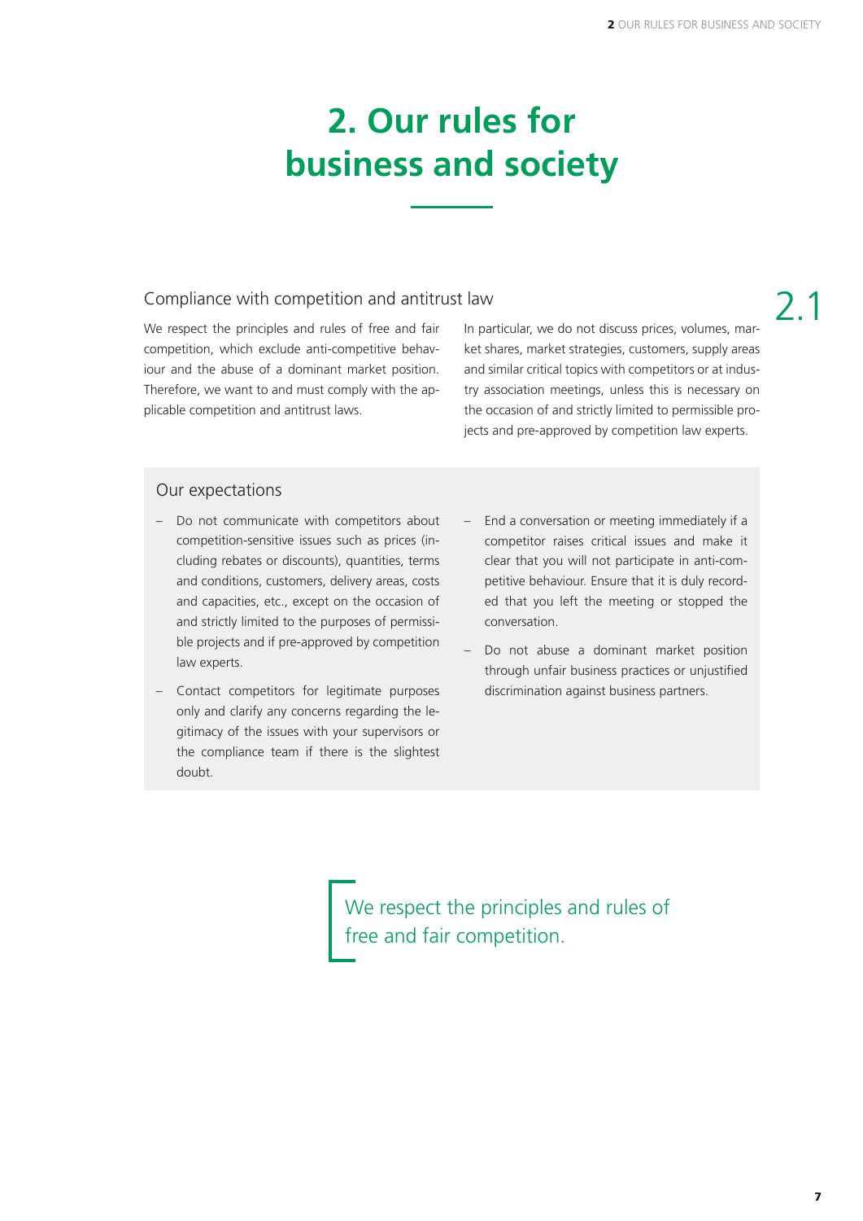# 2. Our rules for business and society

## 2.1 Compliance with competition and antitrust law

We respect the principles and rules of free and fair competition, which exclude anti-competitive behaviour and the abuse of a dominant market position. Therefore, we want to and must comply with the applicable competition and antitrust laws.

In particular, we do not discuss prices, volumes, market shares, market strategies, customers, supply areas and similar critical topics with competitors or at industry association meetings, unless this is necessary on the occasion of and strictly limited to permissible projects and pre-approved by competition law experts.

### Our expectations

- Do not communicate with competitors about competition-sensitive issues such as prices (including rebates or discounts), quantities, terms and conditions, customers, delivery areas, costs and capacities, etc., except on the occasion of and strictly limited to the purposes of permissible projects and if pre-approved by competition law experts.
- Contact competitors for legitimate purposes only and clarify any concerns regarding the legitimacy of the issues with your supervisors or the compliance team if there is the slightest doubt.
- End a conversation or meeting immediately if a competitor raises critical issues and make it clear that you will not participate in anti-competitive behaviour. Ensure that it is duly recorded that you left the meeting or stopped the conversation.
- Do not abuse a dominant market position through unfair business practices or unjustified discrimination against business partners.

> We respect the principles and rules of free and fair competition.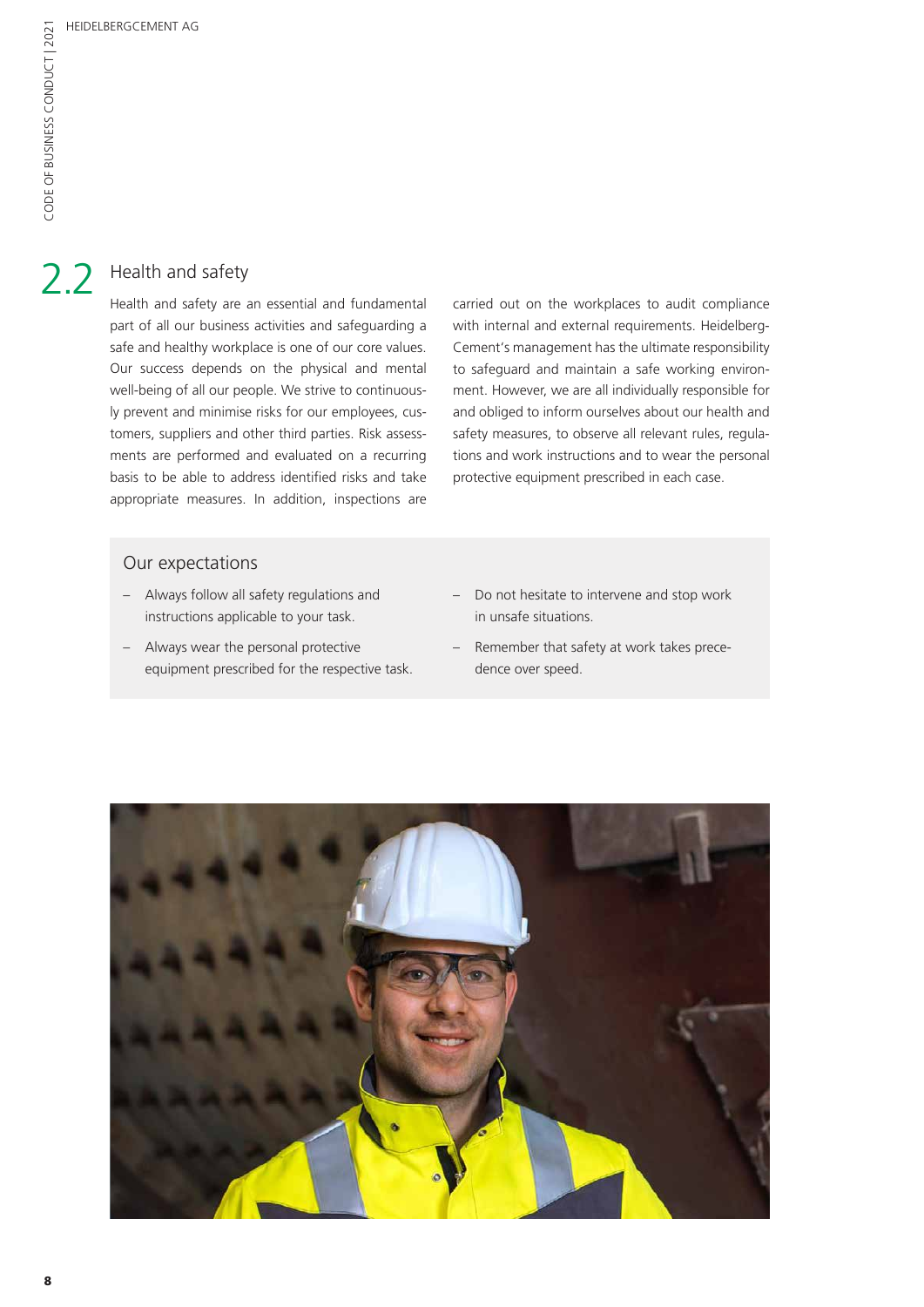## 2.2 Health and safety

Health and safety are an essential and fundamental part of all our business activities and safeguarding a safe and healthy workplace is one of our core values. Our success depends on the physical and mental well-being of all our people. We strive to continuously prevent and minimise risks for our employees, customers, suppliers and other third parties. Risk assessments are performed and evaluated on a recurring basis to be able to address identified risks and take appropriate measures. In addition, inspections are carried out on the workplaces to audit compliance with internal and external requirements. HeidelbergCement's management has the ultimate responsibility to safeguard and maintain a safe working environment. However, we are all individually responsible for and obliged to inform ourselves about our health and safety measures, to observe all relevant rules, regulations and work instructions and to wear the personal protective equipment prescribed in each case.

### Our expectations

- Always follow all safety regulations and instructions applicable to your task.
- Always wear the personal protective equipment prescribed for the respective task.
- Do not hesitate to intervene and stop work in unsafe situations.
- Remember that safety at work takes precedence over speed.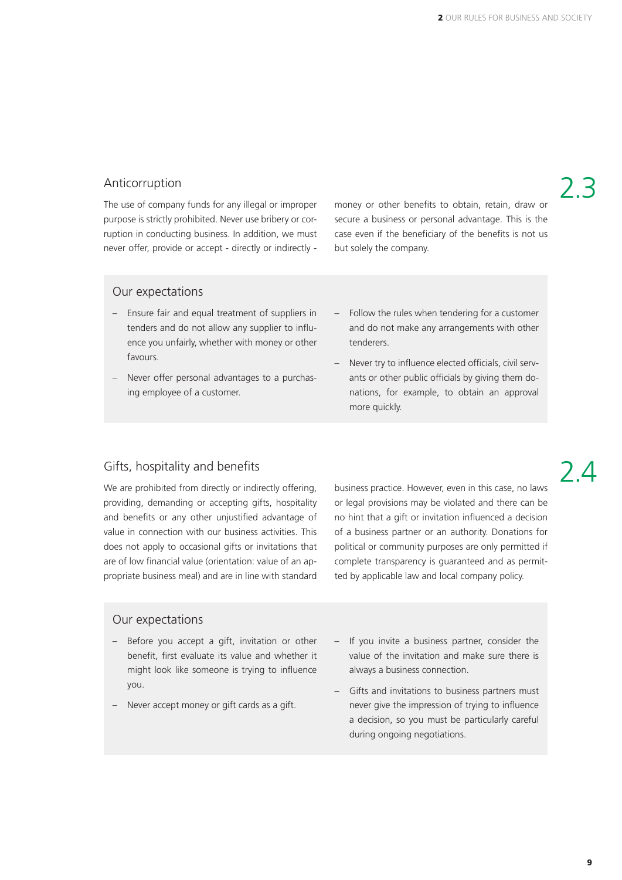## 2.3 Anticorruption

The use of company funds for any illegal or improper purpose is strictly prohibited. Never use bribery or corruption in conducting business. In addition, we must never offer, provide or accept - directly or indirectly - money or other benefits to obtain, retain, draw or secure a business or personal advantage. This is the case even if the beneficiary of the benefits is not us but solely the company.

### Our expectations

- Ensure fair and equal treatment of suppliers in tenders and do not allow any supplier to influence you unfairly, whether with money or other favours.
- Never offer personal advantages to a purchasing employee of a customer.
- Follow the rules when tendering for a customer and do not make any arrangements with other tenderers.
- Never try to influence elected officials, civil servants or other public officials by giving them donations, for example, to obtain an approval more quickly.

## 2.4 Gifts, hospitality and benefits

We are prohibited from directly or indirectly offering, providing, demanding or accepting gifts, hospitality and benefits or any other unjustified advantage of value in connection with our business activities. This does not apply to occasional gifts or invitations that are of low financial value (orientation: value of an appropriate business meal) and are in line with standard business practice. However, even in this case, no laws or legal provisions may be violated and there can be no hint that a gift or invitation influenced a decision of a business partner or an authority. Donations for political or community purposes are only permitted if complete transparency is guaranteed and as permitted by applicable law and local company policy.

### Our expectations

- Before you accept a gift, invitation or other benefit, first evaluate its value and whether it might look like someone is trying to influence you.
- Never accept money or gift cards as a gift.
- If you invite a business partner, consider the value of the invitation and make sure there is always a business connection.
- Gifts and invitations to business partners must never give the impression of trying to influence a decision, so you must be particularly careful during ongoing negotiations.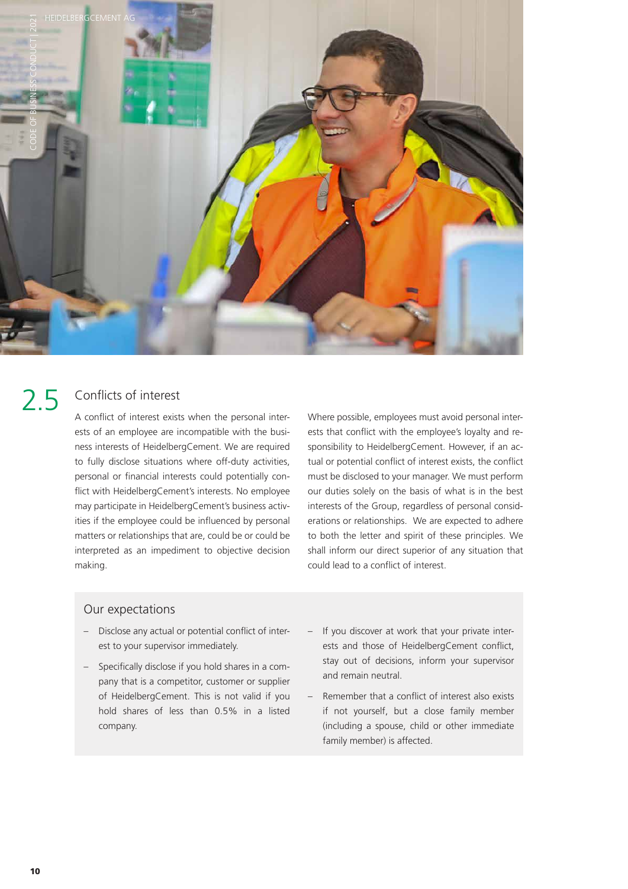## 2.5 Conflicts of interest

A conflict of interest exists when the personal interests of an employee are incompatible with the business interests of HeidelbergCement. We are required to fully disclose situations where off-duty activities, personal or financial interests could potentially conflict with HeidelbergCement's interests. No employee may participate in HeidelbergCement's business activities if the employee could be influenced by personal matters or relationships that are, could be or could be interpreted as an impediment to objective decision making.

Where possible, employees must avoid personal interests that conflict with the employee's loyalty and responsibility to HeidelbergCement. However, if an actual or potential conflict of interest exists, the conflict must be disclosed to your manager. We must perform our duties solely on the basis of what is in the best interests of the Group, regardless of personal considerations or relationships. We are expected to adhere to both the letter and spirit of these principles. We shall inform our direct superior of any situation that could lead to a conflict of interest.

### Our expectations

- Disclose any actual or potential conflict of interest to your supervisor immediately.
- Specifically disclose if you hold shares in a company that is a competitor, customer or supplier of HeidelbergCement. This is not valid if you hold shares of less than 0.5% in a listed company.
- If you discover at work that your private interests and those of HeidelbergCement conflict, stay out of decisions, inform your supervisor and remain neutral.
- Remember that a conflict of interest also exists if not yourself, but a close family member (including a spouse, child or other immediate family member) is affected.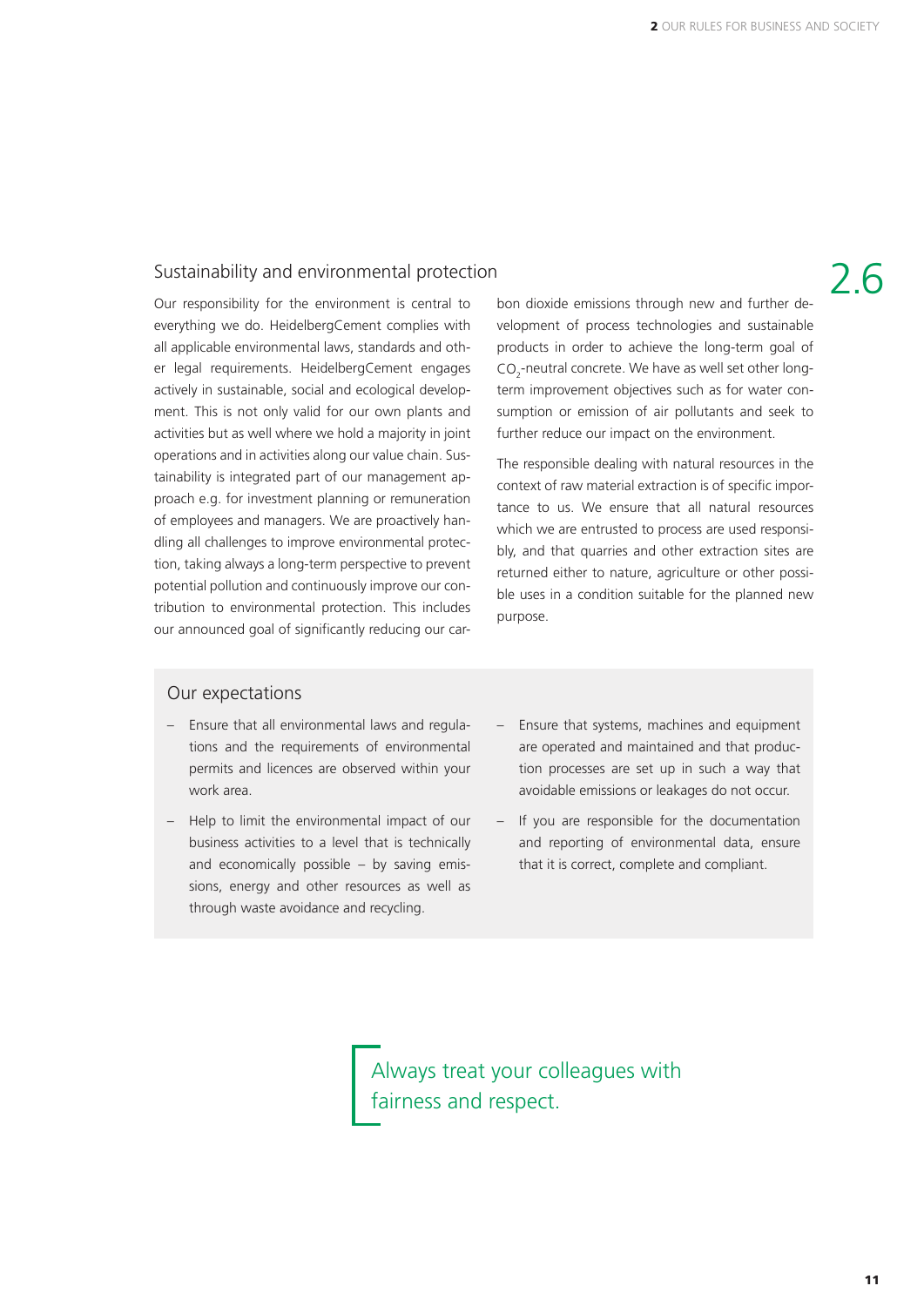## 2.6 Sustainability and environmental protection

Our responsibility for the environment is central to everything we do. HeidelbergCement complies with all applicable environmental laws, standards and other legal requirements. HeidelbergCement engages actively in sustainable, social and ecological development. This is not only valid for our own plants and activities but as well where we hold a majority in joint operations and in activities along our value chain. Sustainability is integrated part of our management approach e.g. for investment planning or remuneration of employees and managers. We are proactively handling all challenges to improve environmental protection, taking always a long-term perspective to prevent potential pollution and continuously improve our contribution to environmental protection. This includes our announced goal of significantly reducing our carbon dioxide emissions through new and further development of process technologies and sustainable products in order to achieve the long-term goal of $CO_2$-neutral concrete. We have as well set other long-term improvement objectives such as for water consumption or emission of air pollutants and seek to further reduce our impact on the environment.

The responsible dealing with natural resources in the context of raw material extraction is of specific importance to us. We ensure that all natural resources which we are entrusted to process are used responsibly, and that quarries and other extraction sites are returned either to nature, agriculture or other possible uses in a condition suitable for the planned new purpose.

### Our expectations

- Ensure that all environmental laws and regulations and the requirements of environmental permits and licences are observed within your work area.
- Help to limit the environmental impact of our business activities to a level that is technically and economically possible – by saving emissions, energy and other resources as well as through waste avoidance and recycling.
- Ensure that systems, machines and equipment are operated and maintained and that production processes are set up in such a way that avoidable emissions or leakages do not occur.
- If you are responsible for the documentation and reporting of environmental data, ensure that it is correct, complete and compliant.

> Always treat your colleagues with fairness and respect.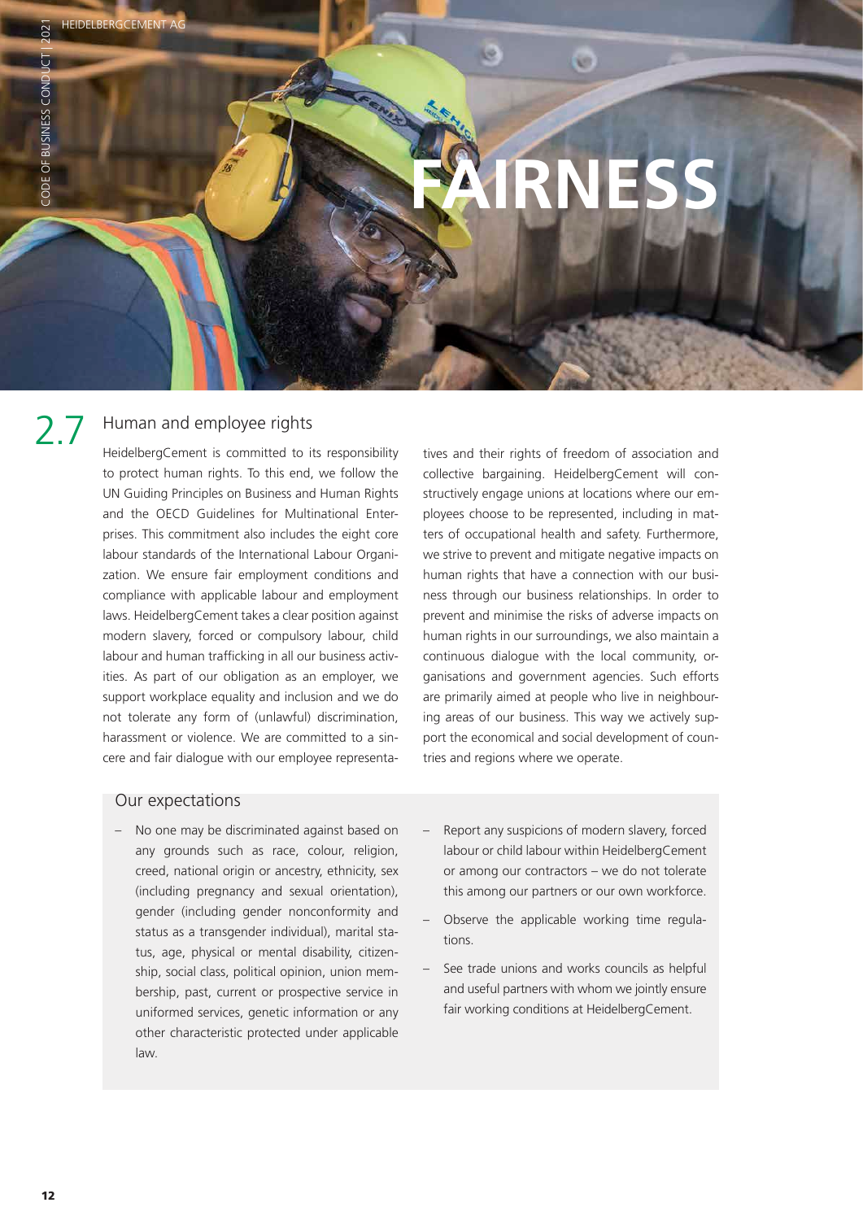# FAIRNESS

## 2.7 Human and employee rights

HeidelbergCement is committed to its responsibility to protect human rights. To this end, we follow the UN Guiding Principles on Business and Human Rights and the OECD Guidelines for Multinational Enterprises. This commitment also includes the eight core labour standards of the International Labour Organization. We ensure fair employment conditions and compliance with applicable labour and employment laws. HeidelbergCement takes a clear position against modern slavery, forced or compulsory labour, child labour and human trafficking in all our business activities. As part of our obligation as an employer, we support workplace equality and inclusion and we do not tolerate any form of (unlawful) discrimination, harassment or violence. We are committed to a sincere and fair dialogue with our employee representatives and their rights of freedom of association and collective bargaining. HeidelbergCement will constructively engage unions at locations where our employees choose to be represented, including in matters of occupational health and safety. Furthermore, we strive to prevent and mitigate negative impacts on human rights that have a connection with our business through our business relationships. In order to prevent and minimise the risks of adverse impacts on human rights in our surroundings, we also maintain a continuous dialogue with the local community, organisations and government agencies. Such efforts are primarily aimed at people who live in neighbouring areas of our business. This way we actively support the economical and social development of countries and regions where we operate.

### Our expectations

- No one may be discriminated against based on any grounds such as race, colour, religion, creed, national origin or ancestry, ethnicity, sex (including pregnancy and sexual orientation), gender (including gender nonconformity and status as a transgender individual), marital status, age, physical or mental disability, citizenship, social class, political opinion, union membership, past, current or prospective service in uniformed services, genetic information or any other characteristic protected under applicable law.
- Report any suspicions of modern slavery, forced labour or child labour within HeidelbergCement or among our contractors – we do not tolerate this among our partners or our own workforce.
- Observe the applicable working time regulations.
- See trade unions and works councils as helpful and useful partners with whom we jointly ensure fair working conditions at HeidelbergCement.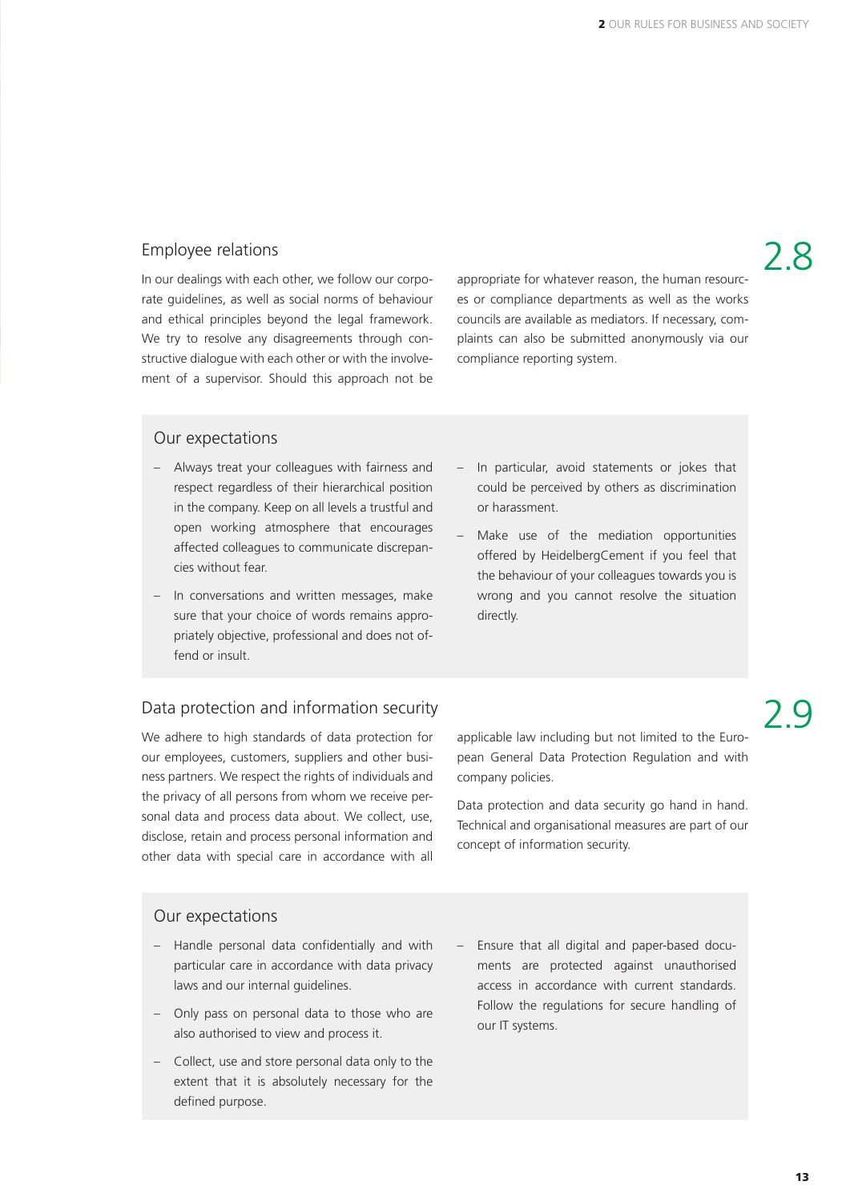## 2.8 Employee relations

In our dealings with each other, we follow our corporate guidelines, as well as social norms of behaviour and ethical principles beyond the legal framework. We try to resolve any disagreements through constructive dialogue with each other or with the involvement of a supervisor. Should this approach not be appropriate for whatever reason, the human resources or compliance departments as well as the works councils are available as mediators. If necessary, complaints can also be submitted anonymously via our compliance reporting system.

### Our expectations

- Always treat your colleagues with fairness and respect regardless of their hierarchical position in the company. Keep on all levels a trustful and open working atmosphere that encourages affected colleagues to communicate discrepancies without fear.
- In conversations and written messages, make sure that your choice of words remains appropriately objective, professional and does not offend or insult.
- In particular, avoid statements or jokes that could be perceived by others as discrimination or harassment.
- Make use of the mediation opportunities offered by HeidelbergCement if you feel that the behaviour of your colleagues towards you is wrong and you cannot resolve the situation directly.

## 2.9 Data protection and information security

We adhere to high standards of data protection for our employees, customers, suppliers and other business partners. We respect the rights of individuals and the privacy of all persons from whom we receive personal data and process data about. We collect, use, disclose, retain and process personal information and other data with special care in accordance with all applicable law including but not limited to the European General Data Protection Regulation and with company policies.

Data protection and data security go hand in hand. Technical and organisational measures are part of our concept of information security.

### Our expectations

- Handle personal data confidentially and with particular care in accordance with data privacy laws and our internal guidelines.
- Only pass on personal data to those who are also authorised to view and process it.
- Collect, use and store personal data only to the extent that it is absolutely necessary for the defined purpose.
- Ensure that all digital and paper-based documents are protected against unauthorised access in accordance with current standards. Follow the regulations for secure handling of our IT systems.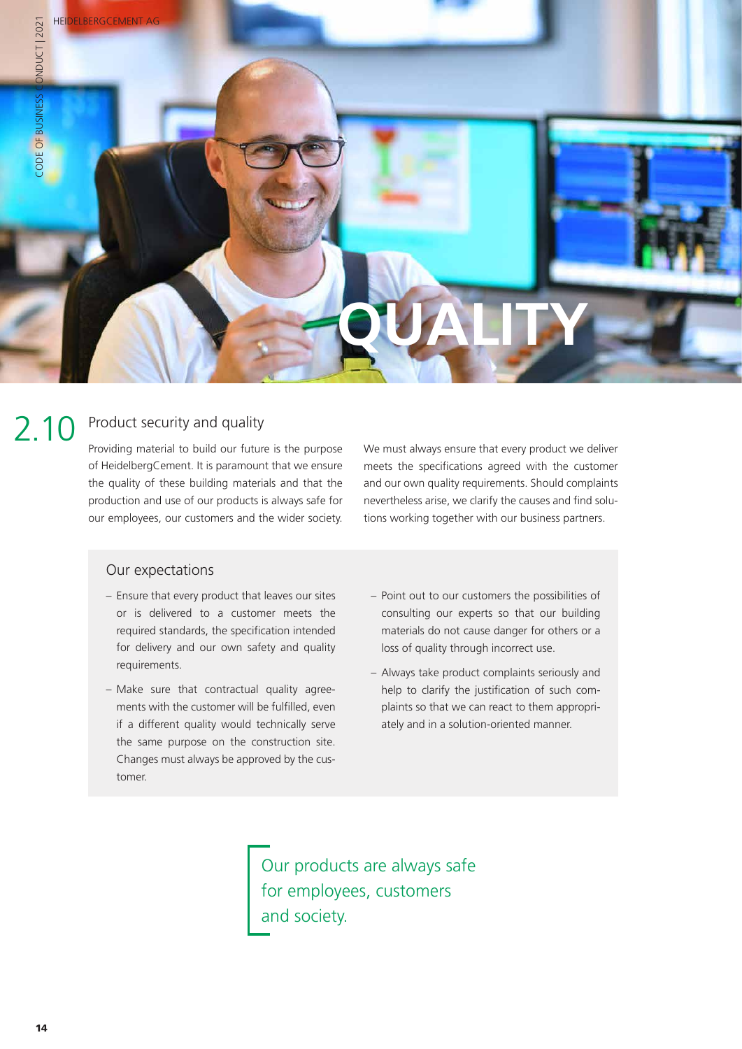# QUALITY

## 2.10 Product security and quality

Providing material to build our future is the purpose of HeidelbergCement. It is paramount that we ensure the quality of these building materials and that the production and use of our products is always safe for our employees, our customers and the wider society.

We must always ensure that every product we deliver meets the specifications agreed with the customer and our own quality requirements. Should complaints nevertheless arise, we clarify the causes and find solutions working together with our business partners.

### Our expectations

- Ensure that every product that leaves our sites or is delivered to a customer meets the required standards, the specification intended for delivery and our own safety and quality requirements.
- Make sure that contractual quality agreements with the customer will be fulfilled, even if a different quality would technically serve the same purpose on the construction site. Changes must always be approved by the customer.
- Point out to our customers the possibilities of consulting our experts so that our building materials do not cause danger for others or a loss of quality through incorrect use.
- Always take product complaints seriously and help to clarify the justification of such complaints so that we can react to them appropriately and in a solution-oriented manner.

> Our products are always safe for employees, customers and society.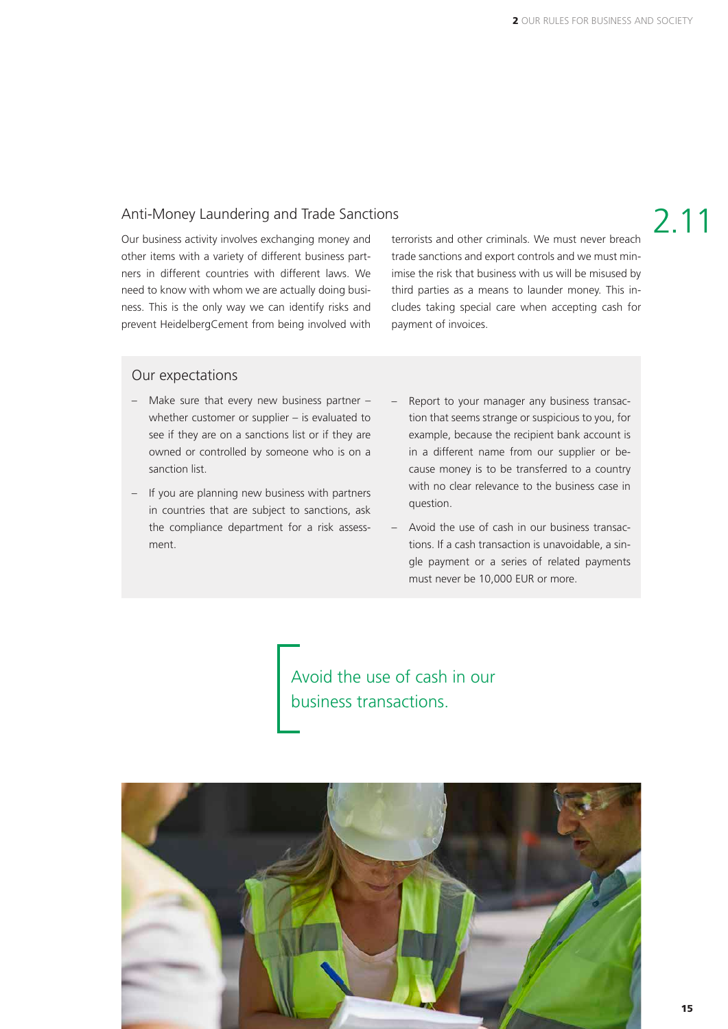## 2.11 Anti-Money Laundering and Trade Sanctions

Our business activity involves exchanging money and other items with a variety of different business partners in different countries with different laws. We need to know with whom we are actually doing business. This is the only way we can identify risks and prevent HeidelbergCement from being involved with terrorists and other criminals. We must never breach trade sanctions and export controls and we must minimise the risk that business with us will be misused by third parties as a means to launder money. This includes taking special care when accepting cash for payment of invoices.

### Our expectations

- Make sure that every new business partner – whether customer or supplier – is evaluated to see if they are on a sanctions list or if they are owned or controlled by someone who is on a sanction list.
- If you are planning new business with partners in countries that are subject to sanctions, ask the compliance department for a risk assessment.
- Report to your manager any business transaction that seems strange or suspicious to you, for example, because the recipient bank account is in a different name from our supplier or because money is to be transferred to a country with no clear relevance to the business case in question.
- Avoid the use of cash in our business transactions. If a cash transaction is unavoidable, a single payment or a series of related payments must never be 10,000 EUR or more.

> Avoid the use of cash in our business transactions.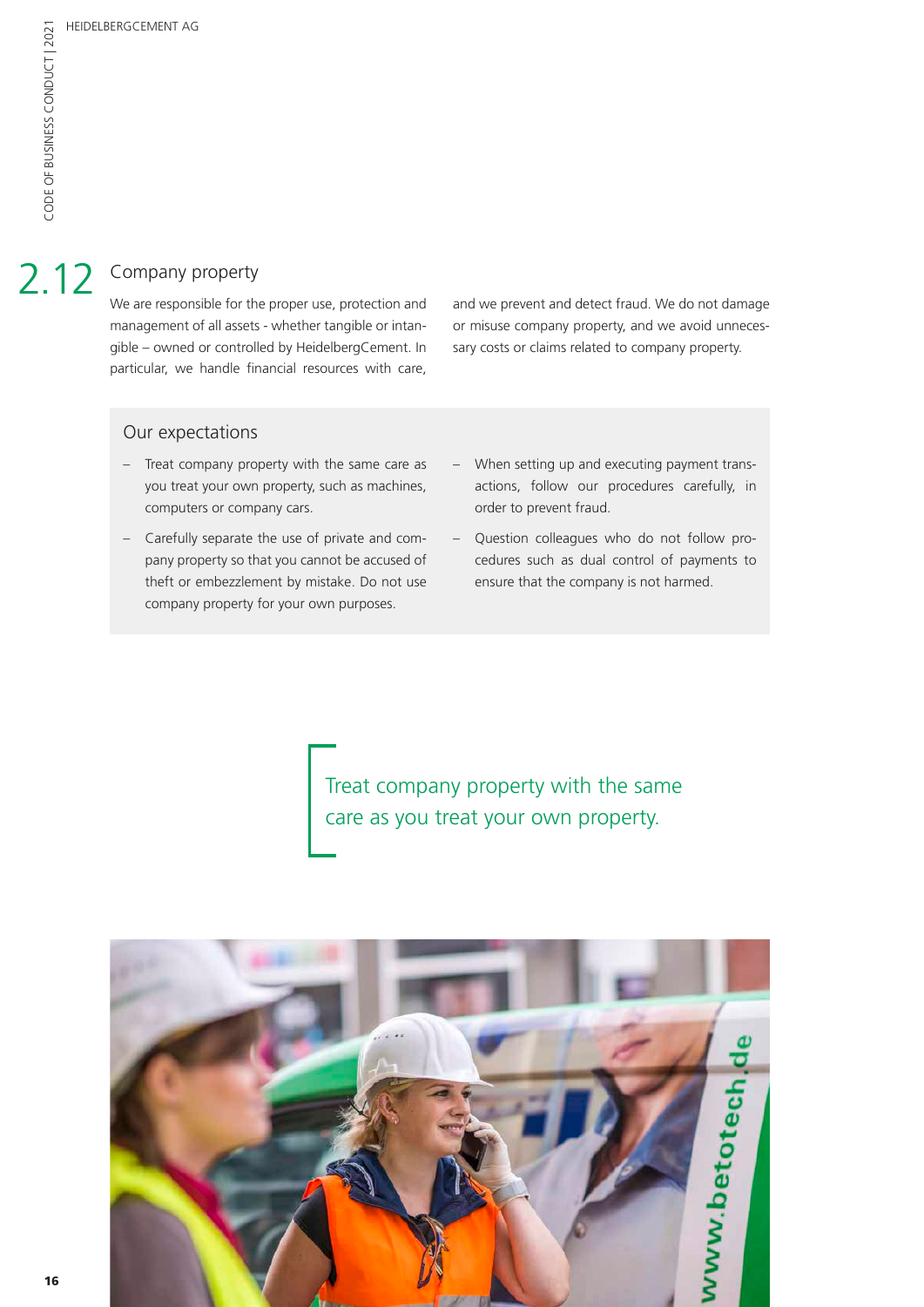## 2.12 Company property

We are responsible for the proper use, protection and management of all assets - whether tangible or intangible – owned or controlled by HeidelbergCement. In particular, we handle financial resources with care, and we prevent and detect fraud. We do not damage or misuse company property, and we avoid unnecessary costs or claims related to company property.

### Our expectations

- Treat company property with the same care as you treat your own property, such as machines, computers or company cars.
- Carefully separate the use of private and company property so that you cannot be accused of theft or embezzlement by mistake. Do not use company property for your own purposes.
- When setting up and executing payment transactions, follow our procedures carefully, in order to prevent fraud.
- Question colleagues who do not follow procedures such as dual control of payments to ensure that the company is not harmed.

Treat company property with the same care as you treat your own property.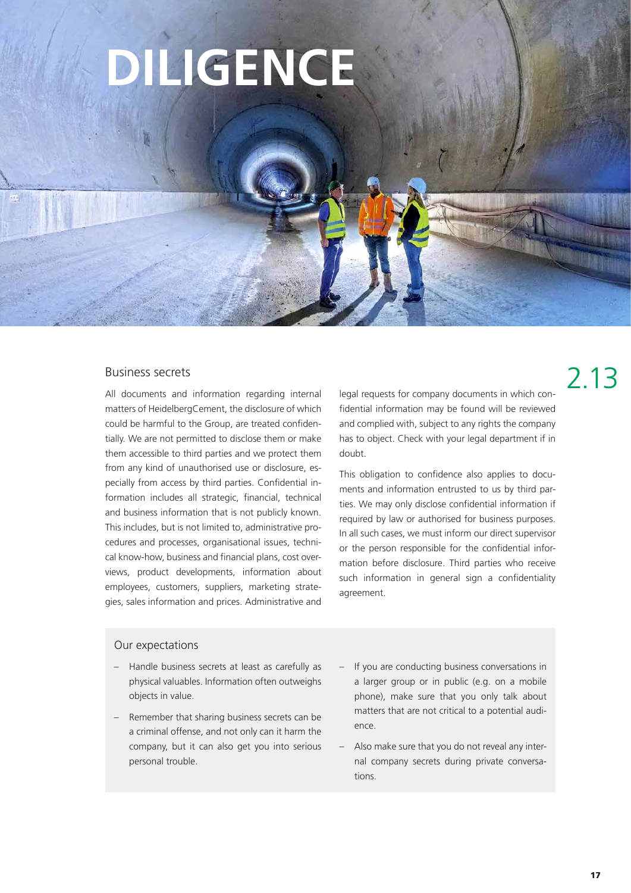# DILIGENCE

## 2.13

### Business secrets

All documents and information regarding internal matters of HeidelbergCement, the disclosure of which could be harmful to the Group, are treated confidentially. We are not permitted to disclose them or make them accessible to third parties and we protect them from any kind of unauthorised use or disclosure, especially from access by third parties. Confidential information includes all strategic, financial, technical and business information that is not publicly known. This includes, but is not limited to, administrative procedures and processes, organisational issues, technical know-how, business and financial plans, cost overviews, product developments, information about employees, customers, suppliers, marketing strategies, sales information and prices. Administrative and legal requests for company documents in which confidential information may be found will be reviewed and complied with, subject to any rights the company has to object. Check with your legal department if in doubt.

This obligation to confidence also applies to documents and information entrusted to us by third parties. We may only disclose confidential information if required by law or authorised for business purposes. In all such cases, we must inform our direct supervisor or the person responsible for the confidential information before disclosure. Third parties who receive such information in general sign a confidentiality agreement.

### Our expectations

- Handle business secrets at least as carefully as physical valuables. Information often outweighs objects in value.
- Remember that sharing business secrets can be a criminal offense, and not only can it harm the company, but it can also get you into serious personal trouble.
- If you are conducting business conversations in a larger group or in public (e.g. on a mobile phone), make sure that you only talk about matters that are not critical to a potential audience.
- Also make sure that you do not reveal any internal company secrets during private conversations.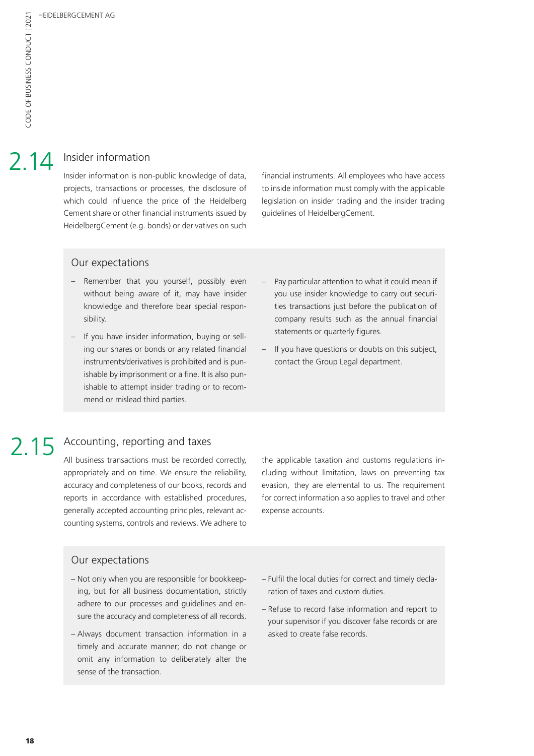## 2.14 Insider information

Insider information is non-public knowledge of data, projects, transactions or processes, the disclosure of which could influence the price of the Heidelberg Cement share or other financial instruments issued by HeidelbergCement (e.g. bonds) or derivatives on such financial instruments. All employees who have access to inside information must comply with the applicable legislation on insider trading and the insider trading guidelines of HeidelbergCement.

### Our expectations

- Remember that you yourself, possibly even without being aware of it, may have insider knowledge and therefore bear special responsibility.
- If you have insider information, buying or selling our shares or bonds or any related financial instruments/derivatives is prohibited and is punishable by imprisonment or a fine. It is also punishable to attempt insider trading or to recommend or mislead third parties.
- Pay particular attention to what it could mean if you use insider knowledge to carry out securities transactions just before the publication of company results such as the annual financial statements or quarterly figures.
- If you have questions or doubts on this subject, contact the Group Legal department.

## 2.15 Accounting, reporting and taxes

All business transactions must be recorded correctly, appropriately and on time. We ensure the reliability, accuracy and completeness of our books, records and reports in accordance with established procedures, generally accepted accounting principles, relevant accounting systems, controls and reviews. We adhere to the applicable taxation and customs regulations including without limitation, laws on preventing tax evasion, they are elemental to us. The requirement for correct information also applies to travel and other expense accounts.

### Our expectations

- Not only when you are responsible for bookkeeping, but for all business documentation, strictly adhere to our processes and guidelines and ensure the accuracy and completeness of all records.
- Always document transaction information in a timely and accurate manner; do not change or omit any information to deliberately alter the sense of the transaction.
- Fulfil the local duties for correct and timely declaration of taxes and custom duties.
- Refuse to record false information and report to your supervisor if you discover false records or are asked to create false records.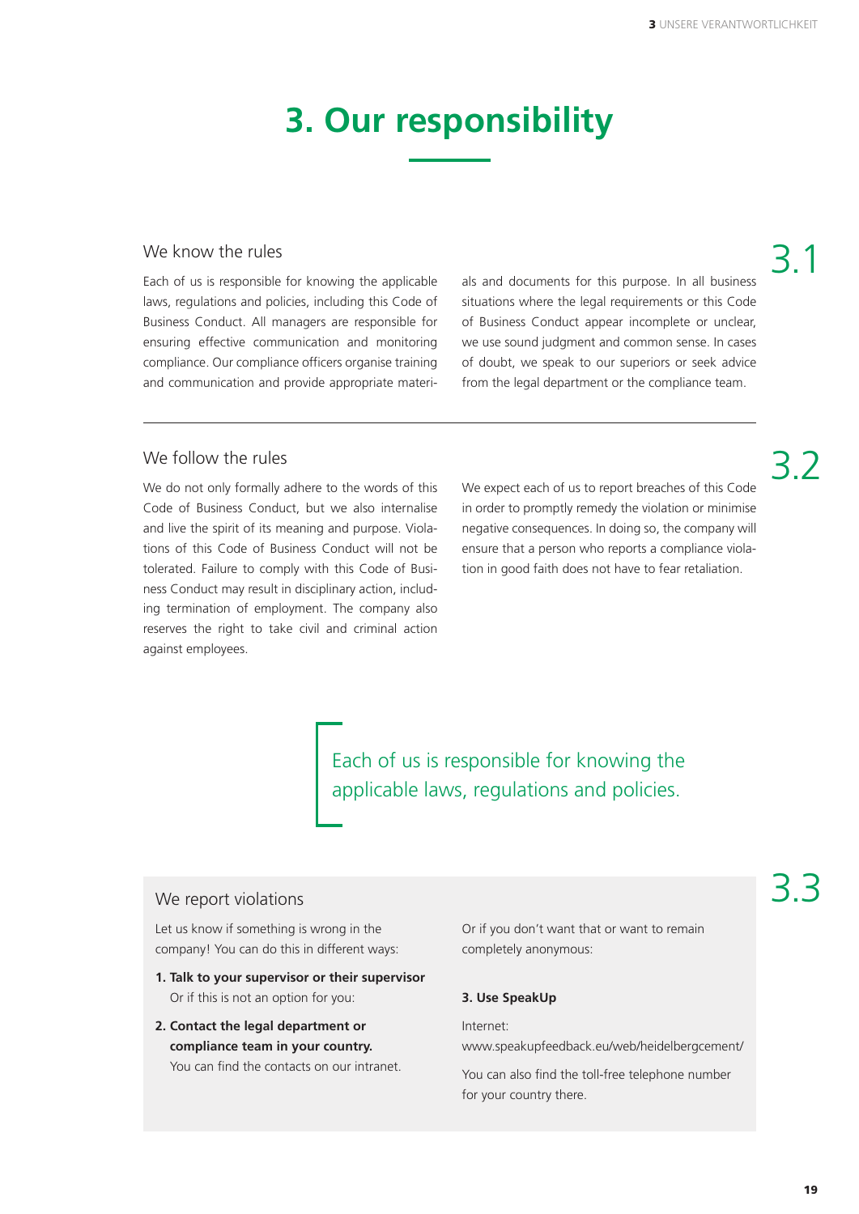# 3. Our responsibility

## 3.1 We know the rules

Each of us is responsible for knowing the applicable laws, regulations and policies, including this Code of Business Conduct. All managers are responsible for ensuring effective communication and monitoring compliance. Our compliance officers organise training and communication and provide appropriate materials and documents for this purpose. In all business situations where the legal requirements or this Code of Business Conduct appear incomplete or unclear, we use sound judgment and common sense. In cases of doubt, we speak to our superiors or seek advice from the legal department or the compliance team.

## 3.2 We follow the rules

We do not only formally adhere to the words of this Code of Business Conduct, but we also internalise and live the spirit of its meaning and purpose. Violations of this Code of Business Conduct will not be tolerated. Failure to comply with this Code of Business Conduct may result in disciplinary action, including termination of employment. The company also reserves the right to take civil and criminal action against employees.

We expect each of us to report breaches of this Code in order to promptly remedy the violation or minimise negative consequences. In doing so, the company will ensure that a person who reports a compliance violation in good faith does not have to fear retaliation.

> Each of us is responsible for knowing the applicable laws, regulations and policies.

## 3.3 We report violations

Let us know if something is wrong in the company! You can do this in different ways:

1. **Talk to your supervisor or their supervisor**
   Or if this is not an option for you:
2. **Contact the legal department or compliance team in your country.**
   You can find the contacts on our intranet.

Or if you don't want that or want to remain completely anonymous:

**3. Use SpeakUp**

Internet:
www.speakupfeedback.eu/web/heidelbergcement/

You can also find the toll-free telephone number for your country there.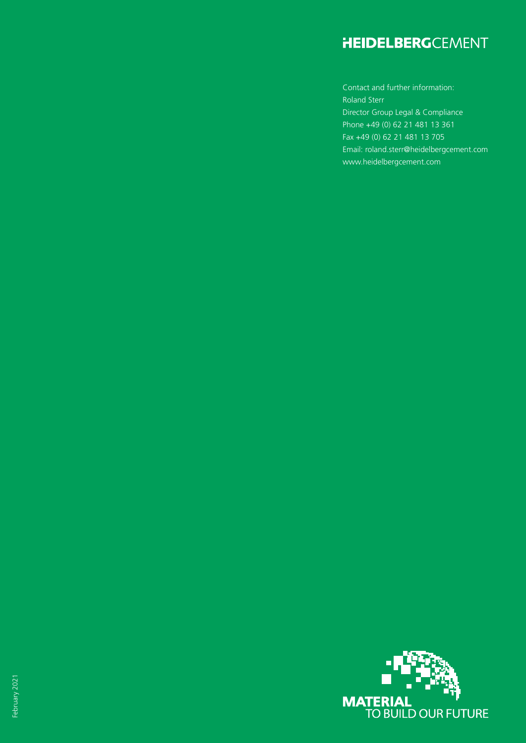HEIDELBERGCEMENT

Contact and further information:
Roland Sterr
Director Group Legal & Compliance
Phone +49 (0) 62 21 481 13 361
Fax +49 (0) 62 21 481 13 705
Email: roland.sterr@heidelbergcement.com
www.heidelbergcement.com

MATERIAL
TO BUILD OUR FUTURE

February 2021